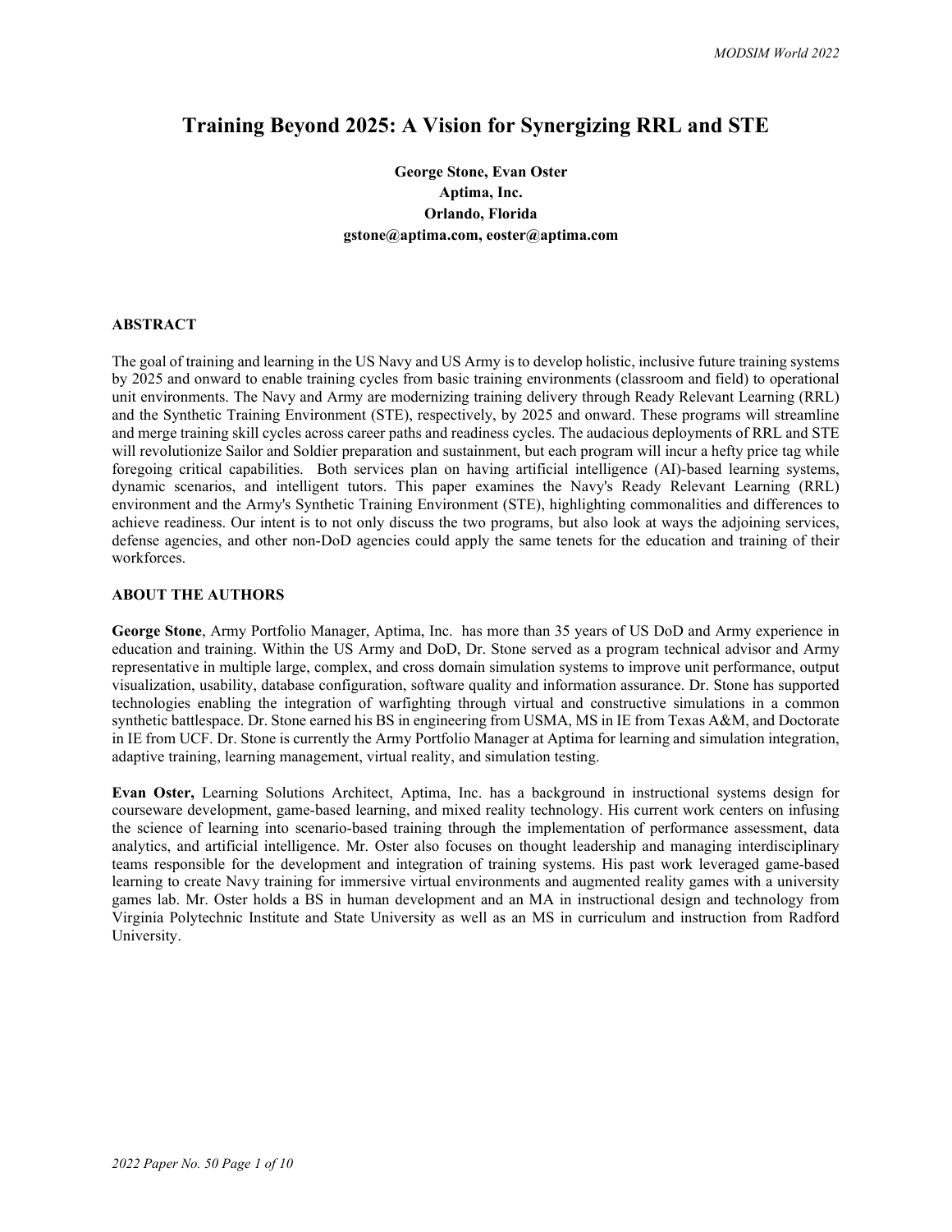# Training Beyond 2025: A Vision for Synergizing RRL and STE

**George Stone, Evan Oster**
**Aptima, Inc.**
**Orlando, Florida**
**gstone@aptima.com, eoster@aptima.com**

## ABSTRACT

The goal of training and learning in the US Navy and US Army is to develop holistic, inclusive future training systems by 2025 and onward to enable training cycles from basic training environments (classroom and field) to operational unit environments. The Navy and Army are modernizing training delivery through Ready Relevant Learning (RRL) and the Synthetic Training Environment (STE), respectively, by 2025 and onward. These programs will streamline and merge training skill cycles across career paths and readiness cycles. The audacious deployments of RRL and STE will revolutionize Sailor and Soldier preparation and sustainment, but each program will incur a hefty price tag while foregoing critical capabilities. Both services plan on having artificial intelligence (AI)-based learning systems, dynamic scenarios, and intelligent tutors. This paper examines the Navy's Ready Relevant Learning (RRL) environment and the Army's Synthetic Training Environment (STE), highlighting commonalities and differences to achieve readiness. Our intent is to not only discuss the two programs, but also look at ways the adjoining services, defense agencies, and other non-DoD agencies could apply the same tenets for the education and training of their workforces.

## ABOUT THE AUTHORS

**George Stone**, Army Portfolio Manager, Aptima, Inc. has more than 35 years of US DoD and Army experience in education and training. Within the US Army and DoD, Dr. Stone served as a program technical advisor and Army representative in multiple large, complex, and cross domain simulation systems to improve unit performance, output visualization, usability, database configuration, software quality and information assurance. Dr. Stone has supported technologies enabling the integration of warfighting through virtual and constructive simulations in a common synthetic battlespace. Dr. Stone earned his BS in engineering from USMA, MS in IE from Texas A&M, and Doctorate in IE from UCF. Dr. Stone is currently the Army Portfolio Manager at Aptima for learning and simulation integration, adaptive training, learning management, virtual reality, and simulation testing.

**Evan Oster,** Learning Solutions Architect, Aptima, Inc. has a background in instructional systems design for courseware development, game-based learning, and mixed reality technology. His current work centers on infusing the science of learning into scenario-based training through the implementation of performance assessment, data analytics, and artificial intelligence. Mr. Oster also focuses on thought leadership and managing interdisciplinary teams responsible for the development and integration of training systems. His past work leveraged game-based learning to create Navy training for immersive virtual environments and augmented reality games with a university games lab. Mr. Oster holds a BS in human development and an MA in instructional design and technology from Virginia Polytechnic Institute and State University as well as an MS in curriculum and instruction from Radford University.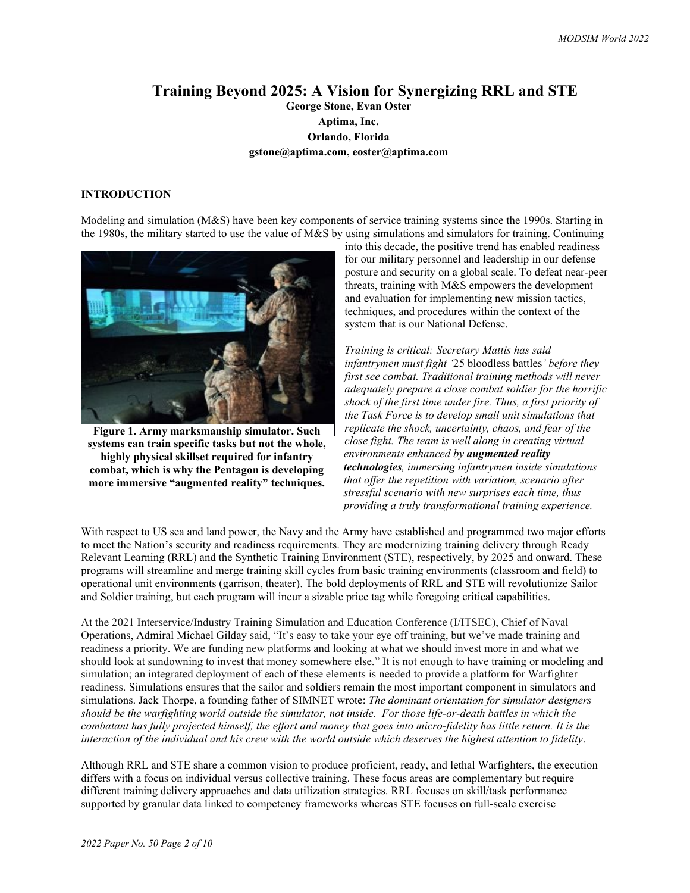# Training Beyond 2025: A Vision for Synergizing RRL and STE

**George Stone, Evan Oster**

**Aptima, Inc.**

**Orlando, Florida**

**gstone@aptima.com, eoster@aptima.com**

## INTRODUCTION

Modeling and simulation (M&S) have been key components of service training systems since the 1990s. Starting in the 1980s, the military started to use the value of M&S by using simulations and simulators for training. Continuing into this decade, the positive trend has enabled readiness for our military personnel and leadership in our defense posture and security on a global scale. To defeat near-peer threats, training with M&S empowers the development and evaluation for implementing new mission tactics, techniques, and procedures within the context of the system that is our National Defense.

**Figure 1. Army marksmanship simulator. Such systems can train specific tasks but not the whole, highly physical skillset required for infantry combat, which is why the Pentagon is developing more immersive "augmented reality" techniques.**

*Training is critical: Secretary Mattis has said infantrymen must fight '*25 bloodless battles*' before they first see combat. Traditional training methods will never adequately prepare a close combat soldier for the horrific shock of the first time under fire. Thus, a first priority of the Task Force is to develop small unit simulations that replicate the shock, uncertainty, chaos, and fear of the close fight. The team is well along in creating virtual environments enhanced by* ***augmented reality technologies****, immersing infantrymen inside simulations that offer the repetition with variation, scenario after stressful scenario with new surprises each time, thus providing a truly transformational training experience.*

With respect to US sea and land power, the Navy and the Army have established and programmed two major efforts to meet the Nation's security and readiness requirements. They are modernizing training delivery through Ready Relevant Learning (RRL) and the Synthetic Training Environment (STE), respectively, by 2025 and onward. These programs will streamline and merge training skill cycles from basic training environments (classroom and field) to operational unit environments (garrison, theater). The bold deployments of RRL and STE will revolutionize Sailor and Soldier training, but each program will incur a sizable price tag while foregoing critical capabilities.

At the 2021 Interservice/Industry Training Simulation and Education Conference (I/ITSEC), Chief of Naval Operations, Admiral Michael Gilday said, "It's easy to take your eye off training, but we've made training and readiness a priority. We are funding new platforms and looking at what we should invest more in and what we should look at sundowning to invest that money somewhere else." It is not enough to have training or modeling and simulation; an integrated deployment of each of these elements is needed to provide a platform for Warfighter readiness. Simulations ensures that the sailor and soldiers remain the most important component in simulators and simulations. Jack Thorpe, a founding father of SIMNET wrote: *The dominant orientation for simulator designers should be the warfighting world outside the simulator, not inside. For those life-or-death battles in which the combatant has fully projected himself, the effort and money that goes into micro-fidelity has little return. It is the interaction of the individual and his crew with the world outside which deserves the highest attention to fidelity*.

Although RRL and STE share a common vision to produce proficient, ready, and lethal Warfighters, the execution differs with a focus on individual versus collective training. These focus areas are complementary but require different training delivery approaches and data utilization strategies. RRL focuses on skill/task performance supported by granular data linked to competency frameworks whereas STE focuses on full-scale exercise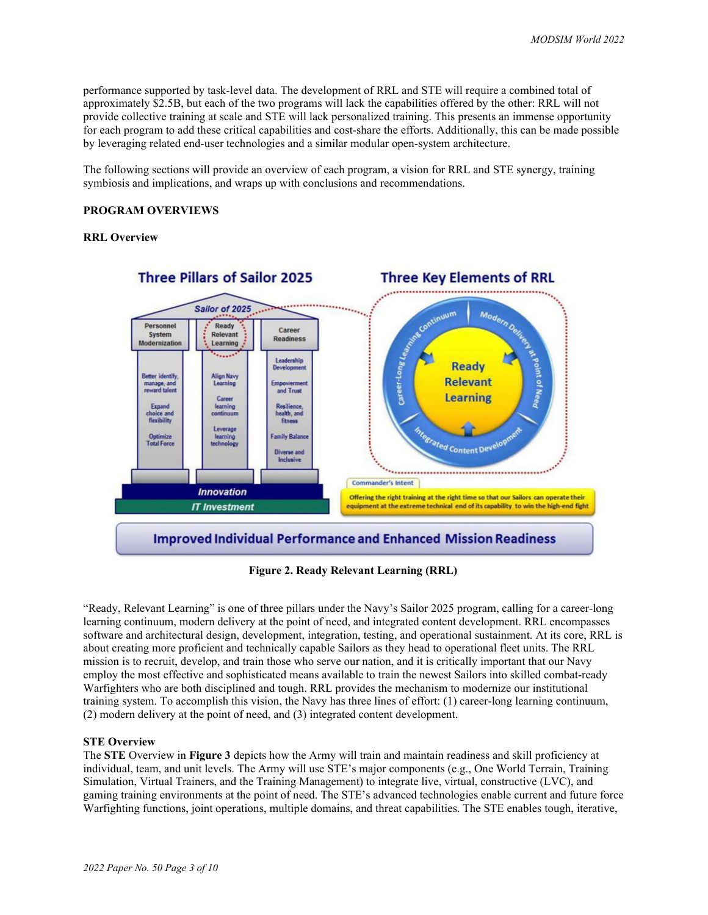performance supported by task-level data. The development of RRL and STE will require a combined total of approximately $2.5B, but each of the two programs will lack the capabilities offered by the other: RRL will not provide collective training at scale and STE will lack personalized training. This presents an immense opportunity for each program to add these critical capabilities and cost-share the efforts. Additionally, this can be made possible by leveraging related end-user technologies and a similar modular open-system architecture.

The following sections will provide an overview of each program, a vision for RRL and STE synergy, training symbiosis and implications, and wraps up with conclusions and recommendations.

## PROGRAM OVERVIEWS

### RRL Overview

**Figure 2. Ready Relevant Learning (RRL)**

"Ready, Relevant Learning" is one of three pillars under the Navy's Sailor 2025 program, calling for a career-long learning continuum, modern delivery at the point of need, and integrated content development. RRL encompasses software and architectural design, development, integration, testing, and operational sustainment. At its core, RRL is about creating more proficient and technically capable Sailors as they head to operational fleet units. The RRL mission is to recruit, develop, and train those who serve our nation, and it is critically important that our Navy employ the most effective and sophisticated means available to train the newest Sailors into skilled combat-ready Warfighters who are both disciplined and tough. RRL provides the mechanism to modernize our institutional training system. To accomplish this vision, the Navy has three lines of effort: (1) career-long learning continuum, (2) modern delivery at the point of need, and (3) integrated content development.

### STE Overview

The **STE** Overview in **Figure 3** depicts how the Army will train and maintain readiness and skill proficiency at individual, team, and unit levels. The Army will use STE's major components (e.g., One World Terrain, Training Simulation, Virtual Trainers, and the Training Management) to integrate live, virtual, constructive (LVC), and gaming training environments at the point of need. The STE's advanced technologies enable current and future force Warfighting functions, joint operations, multiple domains, and threat capabilities. The STE enables tough, iterative,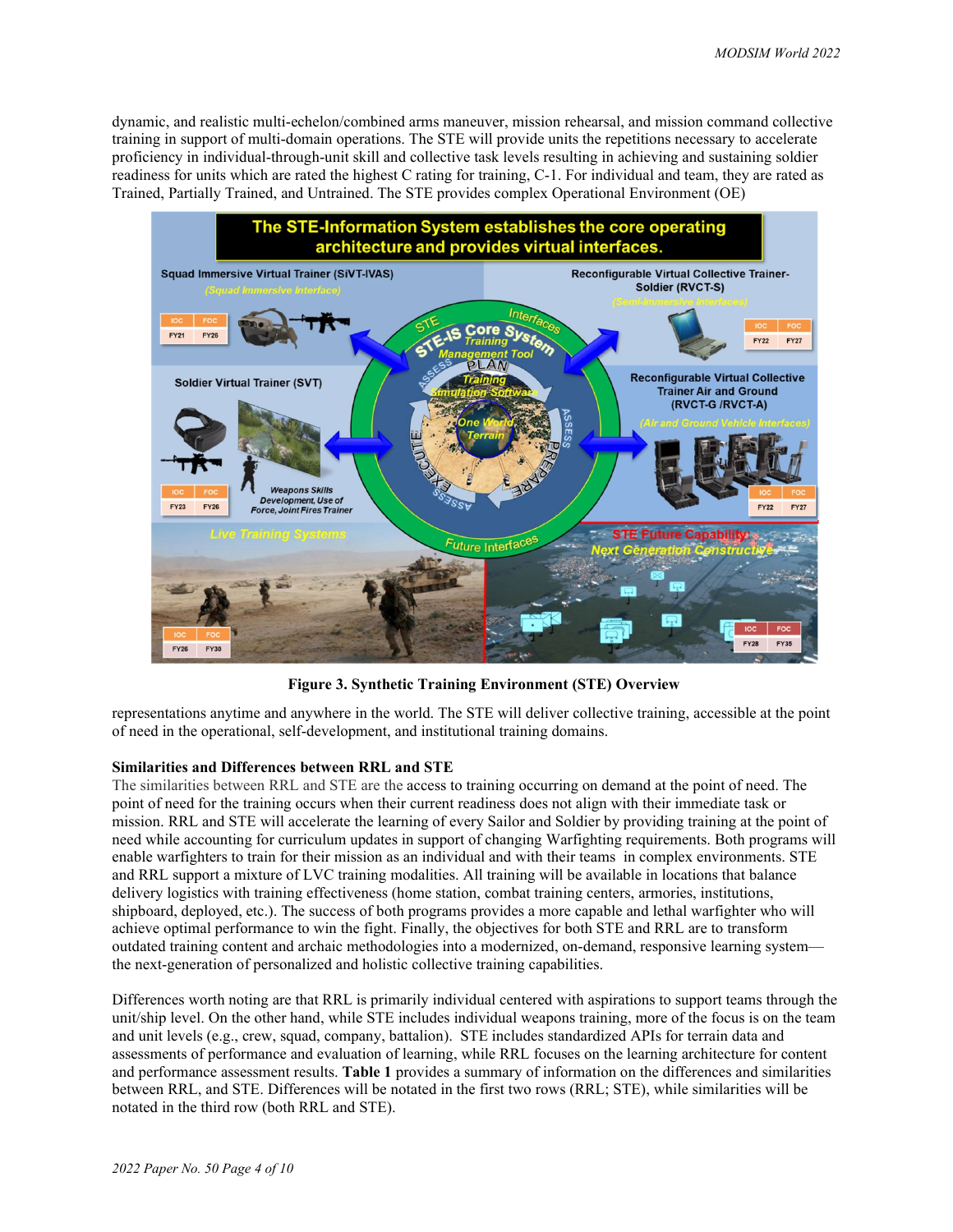dynamic, and realistic multi-echelon/combined arms maneuver, mission rehearsal, and mission command collective training in support of multi-domain operations. The STE will provide units the repetitions necessary to accelerate proficiency in individual-through-unit skill and collective task levels resulting in achieving and sustaining soldier readiness for units which are rated the highest C rating for training, C-1. For individual and team, they are rated as Trained, Partially Trained, and Untrained. The STE provides complex Operational Environment (OE) representations anytime and anywhere in the world. The STE will deliver collective training, accessible at the point of need in the operational, self-development, and institutional training domains.

**Figure 3. Synthetic Training Environment (STE) Overview**

**Similarities and Differences between RRL and STE**

The similarities between RRL and STE are the access to training occurring on demand at the point of need. The point of need for the training occurs when their current readiness does not align with their immediate task or mission. RRL and STE will accelerate the learning of every Sailor and Soldier by providing training at the point of need while accounting for curriculum updates in support of changing Warfighting requirements. Both programs will enable warfighters to train for their mission as an individual and with their teams in complex environments. STE and RRL support a mixture of LVC training modalities. All training will be available in locations that balance delivery logistics with training effectiveness (home station, combat training centers, armories, institutions, shipboard, deployed, etc.). The success of both programs provides a more capable and lethal warfighter who will achieve optimal performance to win the fight. Finally, the objectives for both STE and RRL are to transform outdated training content and archaic methodologies into a modernized, on-demand, responsive learning system—the next-generation of personalized and holistic collective training capabilities.

Differences worth noting are that RRL is primarily individual centered with aspirations to support teams through the unit/ship level. On the other hand, while STE includes individual weapons training, more of the focus is on the team and unit levels (e.g., crew, squad, company, battalion). STE includes standardized APIs for terrain data and assessments of performance and evaluation of learning, while RRL focuses on the learning architecture for content and performance assessment results. **Table 1** provides a summary of information on the differences and similarities between RRL, and STE. Differences will be notated in the first two rows (RRL; STE), while similarities will be notated in the third row (both RRL and STE).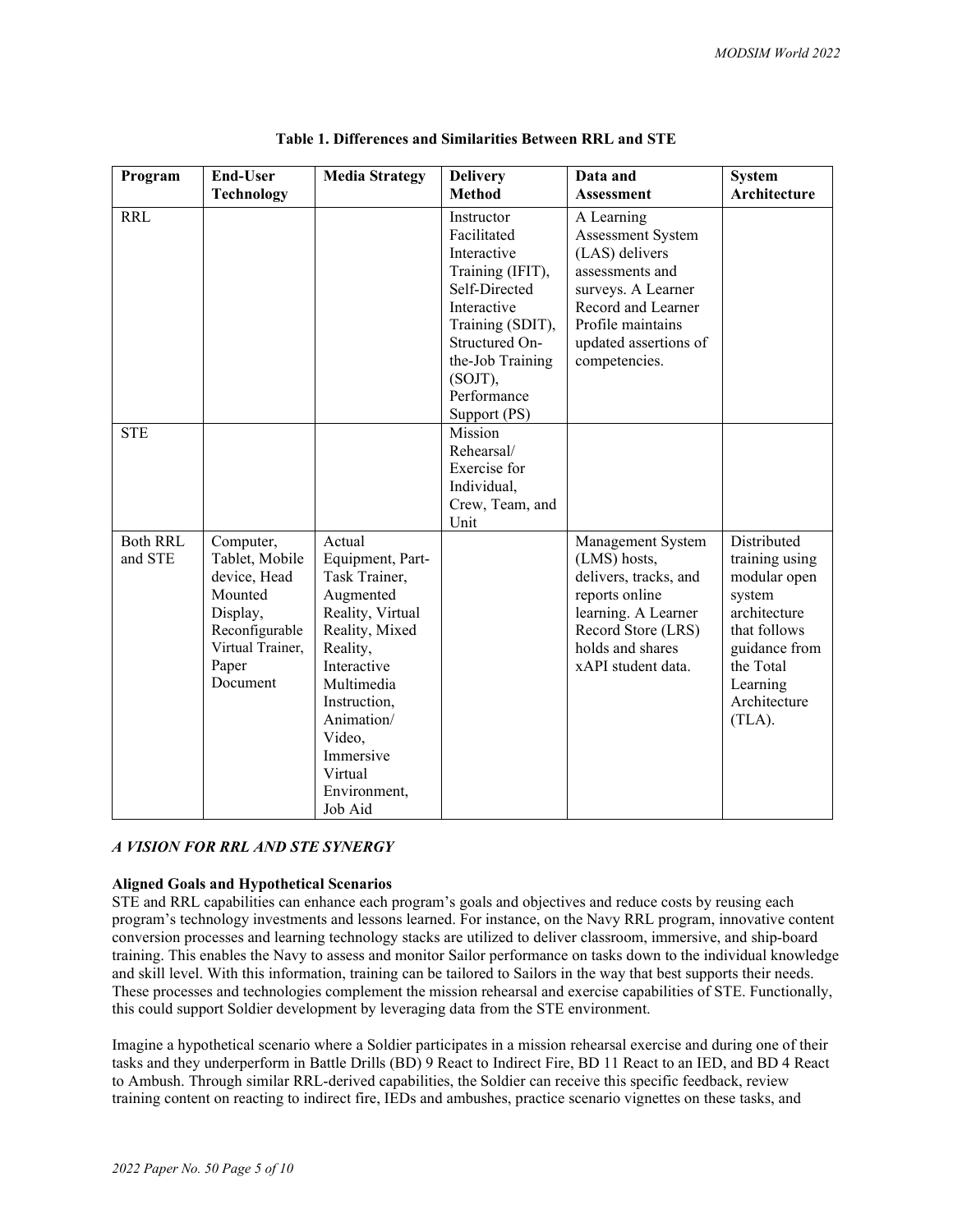**Table 1. Differences and Similarities Between RRL and STE**

| Program | End-User Technology | Media Strategy | Delivery Method | Data and Assessment | System Architecture |
|---|---|---|---|---|---|
| RRL | | | Instructor Facilitated Interactive Training (IFIT), Self-Directed Interactive Training (SDIT), Structured On-the-Job Training (SOJT), Performance Support (PS) | A Learning Assessment System (LAS) delivers assessments and surveys. A Learner Record and Learner Profile maintains updated assertions of competencies. | |
| STE | | | Mission Rehearsal/ Exercise for Individual, Crew, Team, and Unit | | |
| Both RRL and STE | Computer, Tablet, Mobile device, Head Mounted Display, Reconfigurable Virtual Trainer, Paper Document | Actual Equipment, Part-Task Trainer, Augmented Reality, Virtual Reality, Mixed Reality, Interactive Multimedia Instruction, Animation/ Video, Immersive Virtual Environment, Job Aid | | Management System (LMS) hosts, delivers, tracks, and reports online learning. A Learner Record Store (LRS) holds and shares xAPI student data. | Distributed training using modular open system architecture that follows guidance from the Total Learning Architecture (TLA). |

## *A VISION FOR RRL AND STE SYNERGY*

### Aligned Goals and Hypothetical Scenarios

STE and RRL capabilities can enhance each program's goals and objectives and reduce costs by reusing each program's technology investments and lessons learned. For instance, on the Navy RRL program, innovative content conversion processes and learning technology stacks are utilized to deliver classroom, immersive, and ship-board training. This enables the Navy to assess and monitor Sailor performance on tasks down to the individual knowledge and skill level. With this information, training can be tailored to Sailors in the way that best supports their needs. These processes and technologies complement the mission rehearsal and exercise capabilities of STE. Functionally, this could support Soldier development by leveraging data from the STE environment.

Imagine a hypothetical scenario where a Soldier participates in a mission rehearsal exercise and during one of their tasks and they underperform in Battle Drills (BD) 9 React to Indirect Fire, BD 11 React to an IED, and BD 4 React to Ambush. Through similar RRL-derived capabilities, the Soldier can receive this specific feedback, review training content on reacting to indirect fire, IEDs and ambushes, practice scenario vignettes on these tasks, and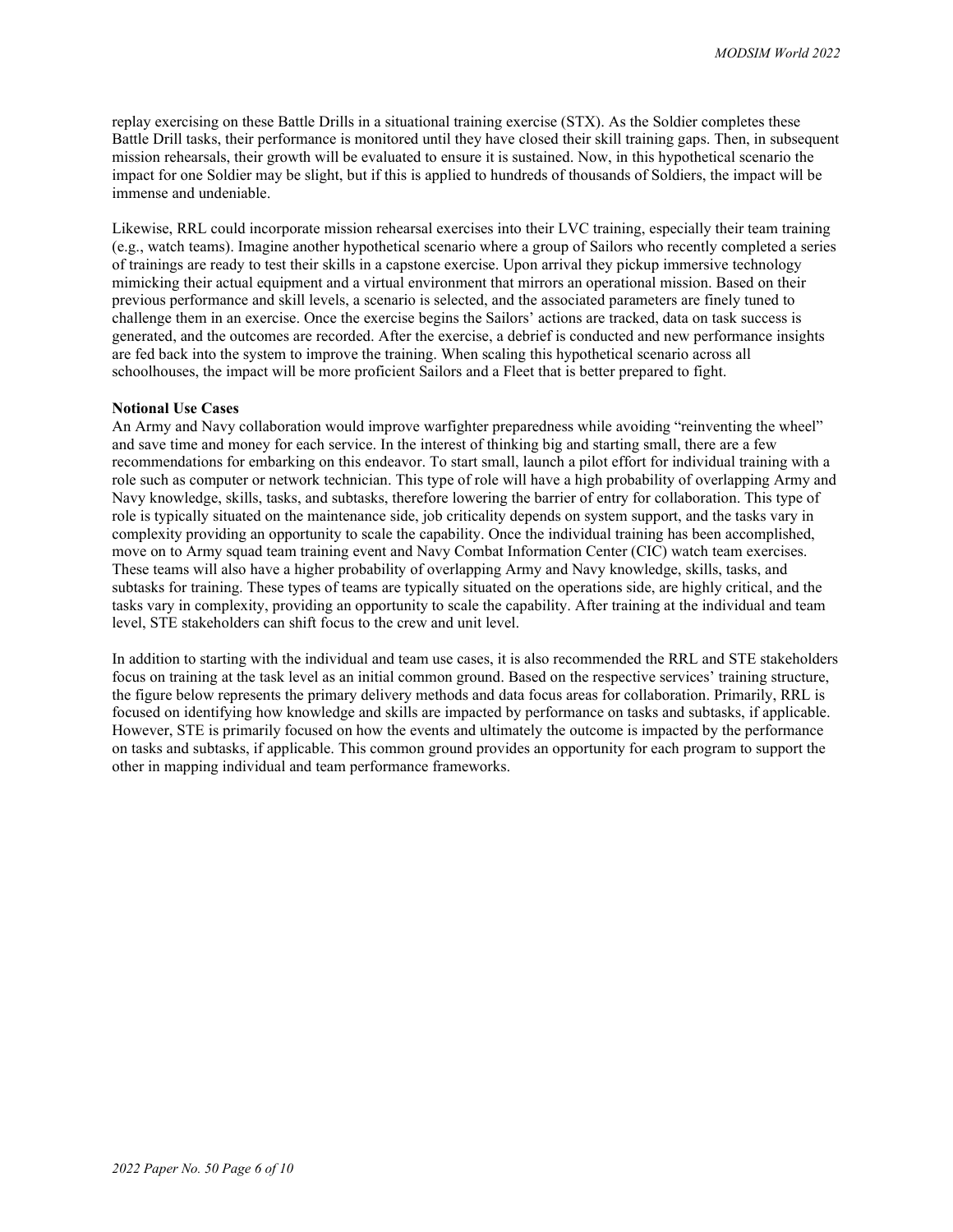replay exercising on these Battle Drills in a situational training exercise (STX). As the Soldier completes these Battle Drill tasks, their performance is monitored until they have closed their skill training gaps. Then, in subsequent mission rehearsals, their growth will be evaluated to ensure it is sustained. Now, in this hypothetical scenario the impact for one Soldier may be slight, but if this is applied to hundreds of thousands of Soldiers, the impact will be immense and undeniable.

Likewise, RRL could incorporate mission rehearsal exercises into their LVC training, especially their team training (e.g., watch teams). Imagine another hypothetical scenario where a group of Sailors who recently completed a series of trainings are ready to test their skills in a capstone exercise. Upon arrival they pickup immersive technology mimicking their actual equipment and a virtual environment that mirrors an operational mission. Based on their previous performance and skill levels, a scenario is selected, and the associated parameters are finely tuned to challenge them in an exercise. Once the exercise begins the Sailors' actions are tracked, data on task success is generated, and the outcomes are recorded. After the exercise, a debrief is conducted and new performance insights are fed back into the system to improve the training. When scaling this hypothetical scenario across all schoolhouses, the impact will be more proficient Sailors and a Fleet that is better prepared to fight.

**Notional Use Cases**

An Army and Navy collaboration would improve warfighter preparedness while avoiding "reinventing the wheel" and save time and money for each service. In the interest of thinking big and starting small, there are a few recommendations for embarking on this endeavor. To start small, launch a pilot effort for individual training with a role such as computer or network technician. This type of role will have a high probability of overlapping Army and Navy knowledge, skills, tasks, and subtasks, therefore lowering the barrier of entry for collaboration. This type of role is typically situated on the maintenance side, job criticality depends on system support, and the tasks vary in complexity providing an opportunity to scale the capability. Once the individual training has been accomplished, move on to Army squad team training event and Navy Combat Information Center (CIC) watch team exercises. These teams will also have a higher probability of overlapping Army and Navy knowledge, skills, tasks, and subtasks for training. These types of teams are typically situated on the operations side, are highly critical, and the tasks vary in complexity, providing an opportunity to scale the capability. After training at the individual and team level, STE stakeholders can shift focus to the crew and unit level.

In addition to starting with the individual and team use cases, it is also recommended the RRL and STE stakeholders focus on training at the task level as an initial common ground. Based on the respective services' training structure, the figure below represents the primary delivery methods and data focus areas for collaboration. Primarily, RRL is focused on identifying how knowledge and skills are impacted by performance on tasks and subtasks, if applicable. However, STE is primarily focused on how the events and ultimately the outcome is impacted by the performance on tasks and subtasks, if applicable. This common ground provides an opportunity for each program to support the other in mapping individual and team performance frameworks.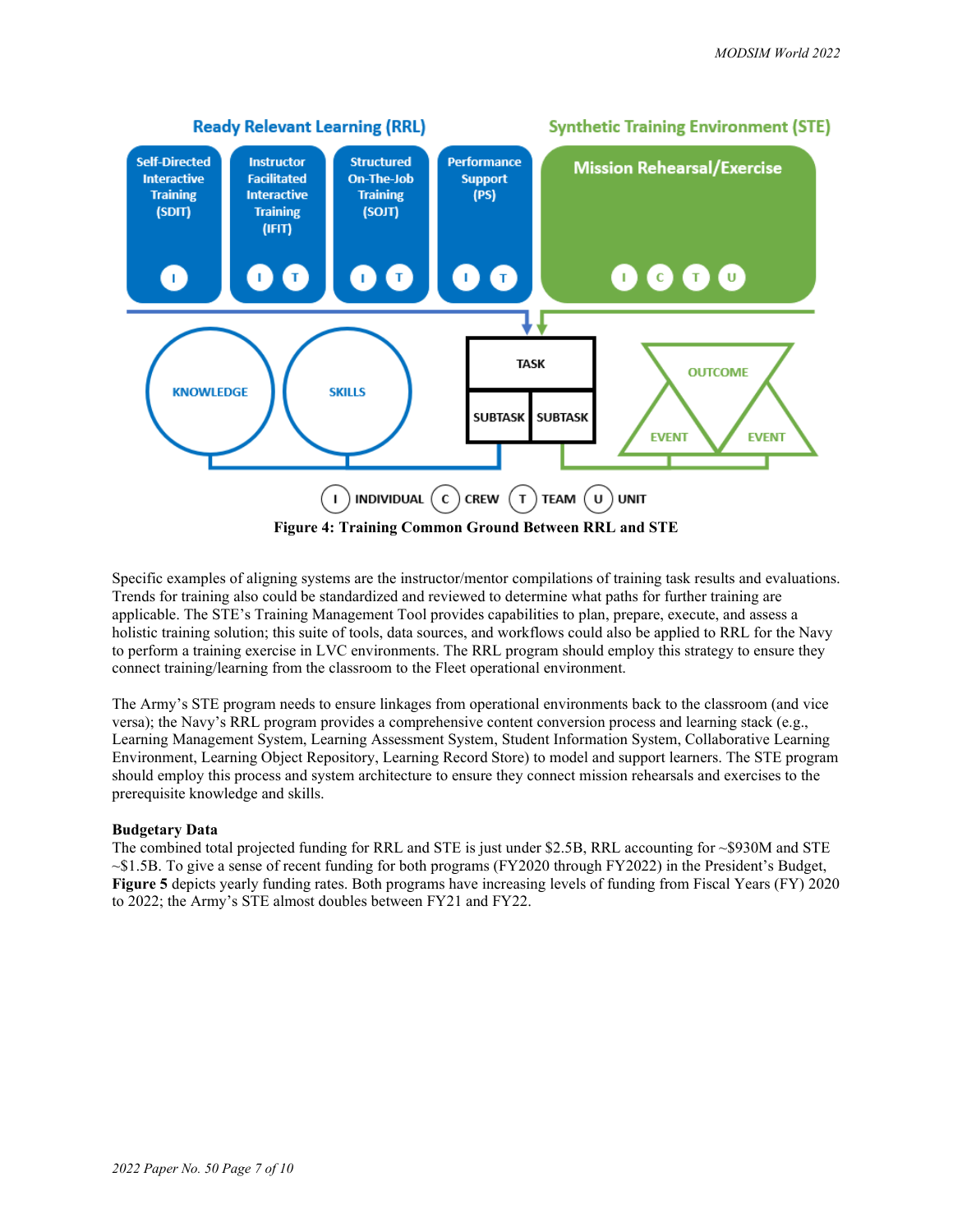Figure 4: Training Common Ground Between RRL and STE

Specific examples of aligning systems are the instructor/mentor compilations of training task results and evaluations. Trends for training also could be standardized and reviewed to determine what paths for further training are applicable. The STE's Training Management Tool provides capabilities to plan, prepare, execute, and assess a holistic training solution; this suite of tools, data sources, and workflows could also be applied to RRL for the Navy to perform a training exercise in LVC environments. The RRL program should employ this strategy to ensure they connect training/learning from the classroom to the Fleet operational environment.

The Army's STE program needs to ensure linkages from operational environments back to the classroom (and vice versa); the Navy's RRL program provides a comprehensive content conversion process and learning stack (e.g., Learning Management System, Learning Assessment System, Student Information System, Collaborative Learning Environment, Learning Object Repository, Learning Record Store) to model and support learners. The STE program should employ this process and system architecture to ensure they connect mission rehearsals and exercises to the prerequisite knowledge and skills.

**Budgetary Data**

The combined total projected funding for RRL and STE is just under $2.5B, RRL accounting for ~$930M and STE ~$1.5B. To give a sense of recent funding for both programs (FY2020 through FY2022) in the President's Budget, **Figure 5** depicts yearly funding rates. Both programs have increasing levels of funding from Fiscal Years (FY) 2020 to 2022; the Army's STE almost doubles between FY21 and FY22.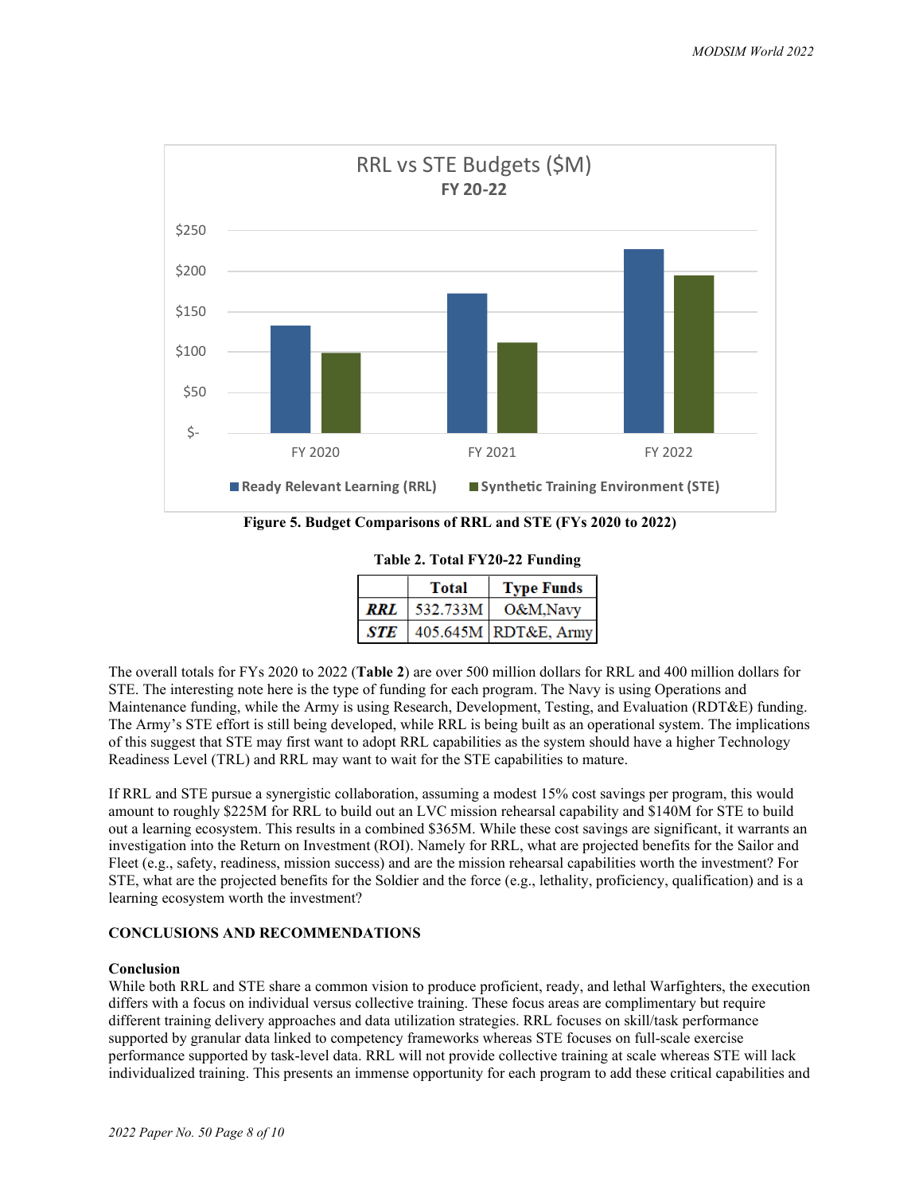**Figure 5. Budget Comparisons of RRL and STE (FYs 2020 to 2022)**

**Table 2. Total FY20-22 Funding**

| | Total | Type Funds |
|---|---|---|
| ***RRL*** | 532.733M | O&M,Navy |
| ***STE*** | 405.645M | RDT&E, Army |

The overall totals for FYs 2020 to 2022 (**Table 2**) are over 500 million dollars for RRL and 400 million dollars for STE. The interesting note here is the type of funding for each program. The Navy is using Operations and Maintenance funding, while the Army is using Research, Development, Testing, and Evaluation (RDT&E) funding. The Army's STE effort is still being developed, while RRL is being built as an operational system. The implications of this suggest that STE may first want to adopt RRL capabilities as the system should have a higher Technology Readiness Level (TRL) and RRL may want to wait for the STE capabilities to mature.

If RRL and STE pursue a synergistic collaboration, assuming a modest 15% cost savings per program, this would amount to roughly $225M for RRL to build out an LVC mission rehearsal capability and $140M for STE to build out a learning ecosystem. This results in a combined $365M. While these cost savings are significant, it warrants an investigation into the Return on Investment (ROI). Namely for RRL, what are projected benefits for the Sailor and Fleet (e.g., safety, readiness, mission success) and are the mission rehearsal capabilities worth the investment? For STE, what are the projected benefits for the Soldier and the force (e.g., lethality, proficiency, qualification) and is a learning ecosystem worth the investment?

## CONCLUSIONS AND RECOMMENDATIONS

### Conclusion

While both RRL and STE share a common vision to produce proficient, ready, and lethal Warfighters, the execution differs with a focus on individual versus collective training. These focus areas are complimentary but require different training delivery approaches and data utilization strategies. RRL focuses on skill/task performance supported by granular data linked to competency frameworks whereas STE focuses on full-scale exercise performance supported by task-level data. RRL will not provide collective training at scale whereas STE will lack individualized training. This presents an immense opportunity for each program to add these critical capabilities and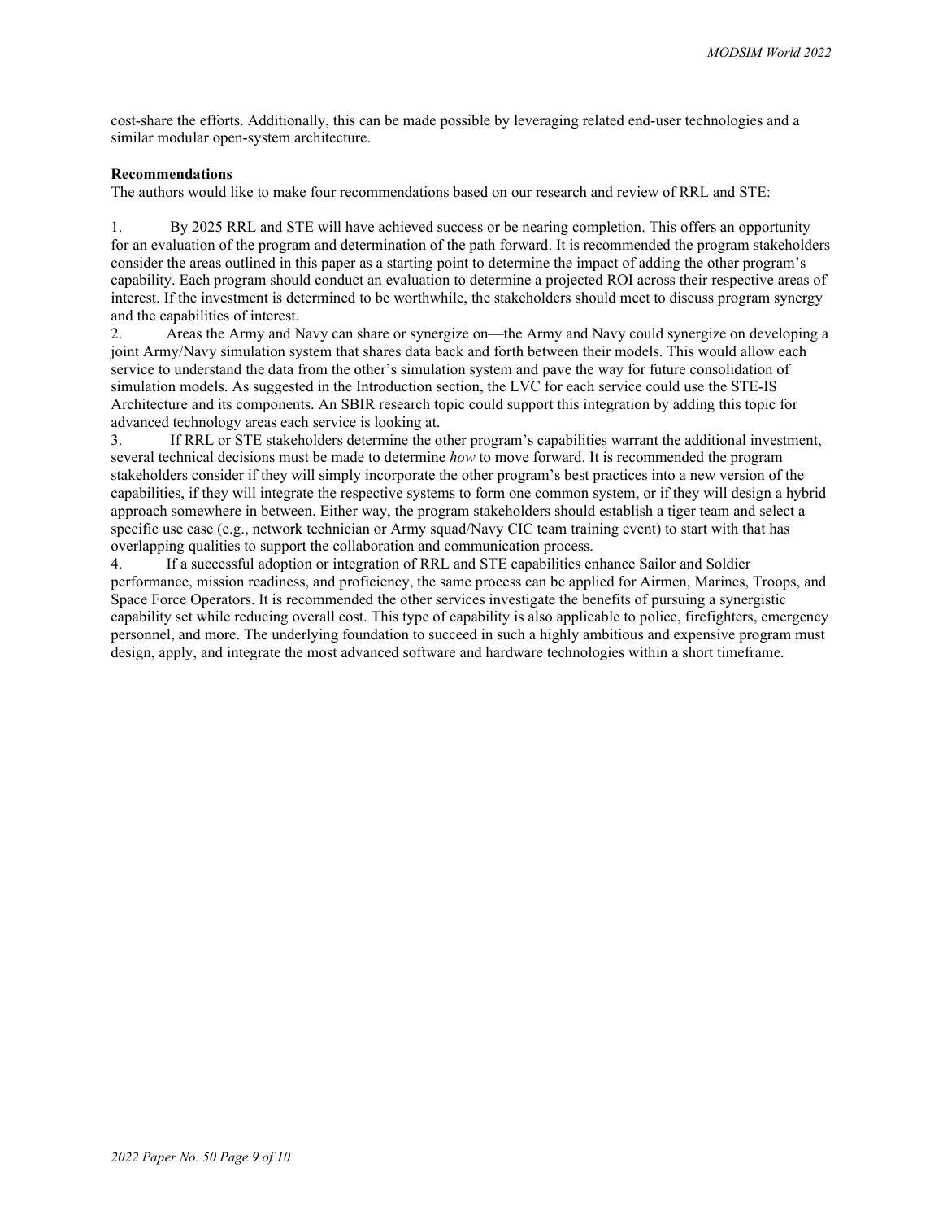cost-share the efforts. Additionally, this can be made possible by leveraging related end-user technologies and a similar modular open-system architecture.

**Recommendations**

The authors would like to make four recommendations based on our research and review of RRL and STE:

1. By 2025 RRL and STE will have achieved success or be nearing completion. This offers an opportunity for an evaluation of the program and determination of the path forward. It is recommended the program stakeholders consider the areas outlined in this paper as a starting point to determine the impact of adding the other program's capability. Each program should conduct an evaluation to determine a projected ROI across their respective areas of interest. If the investment is determined to be worthwhile, the stakeholders should meet to discuss program synergy and the capabilities of interest.
2. Areas the Army and Navy can share or synergize on—the Army and Navy could synergize on developing a joint Army/Navy simulation system that shares data back and forth between their models. This would allow each service to understand the data from the other's simulation system and pave the way for future consolidation of simulation models. As suggested in the Introduction section, the LVC for each service could use the STE-IS Architecture and its components. An SBIR research topic could support this integration by adding this topic for advanced technology areas each service is looking at.
3. If RRL or STE stakeholders determine the other program's capabilities warrant the additional investment, several technical decisions must be made to determine *how* to move forward. It is recommended the program stakeholders consider if they will simply incorporate the other program's best practices into a new version of the capabilities, if they will integrate the respective systems to form one common system, or if they will design a hybrid approach somewhere in between. Either way, the program stakeholders should establish a tiger team and select a specific use case (e.g., network technician or Army squad/Navy CIC team training event) to start with that has overlapping qualities to support the collaboration and communication process.
4. If a successful adoption or integration of RRL and STE capabilities enhance Sailor and Soldier performance, mission readiness, and proficiency, the same process can be applied for Airmen, Marines, Troops, and Space Force Operators. It is recommended the other services investigate the benefits of pursuing a synergistic capability set while reducing overall cost. This type of capability is also applicable to police, firefighters, emergency personnel, and more. The underlying foundation to succeed in such a highly ambitious and expensive program must design, apply, and integrate the most advanced software and hardware technologies within a short timeframe.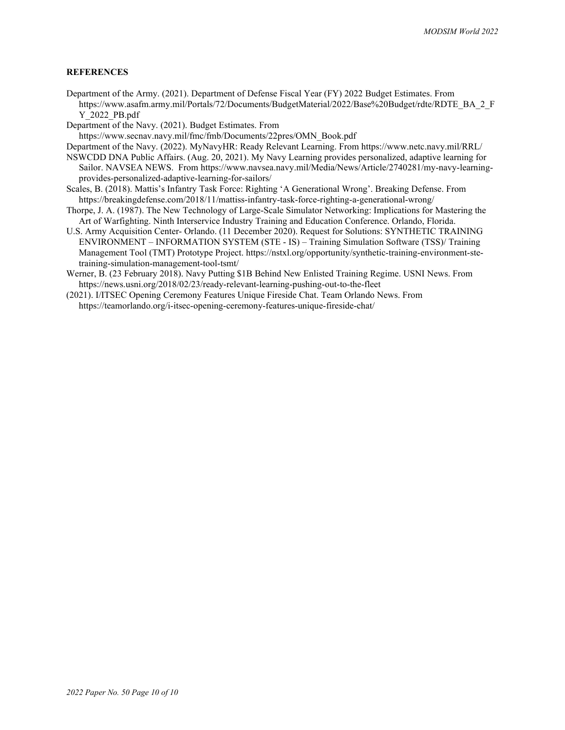## REFERENCES

Department of the Army. (2021). Department of Defense Fiscal Year (FY) 2022 Budget Estimates. From https://www.asafm.army.mil/Portals/72/Documents/BudgetMaterial/2022/Base%20Budget/rdte/RDTE_BA_2_FY_2022_PB.pdf

Department of the Navy. (2021). Budget Estimates. From https://www.secnav.navy.mil/fmc/fmb/Documents/22pres/OMN_Book.pdf

Department of the Navy. (2022). MyNavyHR: Ready Relevant Learning. From https://www.netc.navy.mil/RRL/

NSWCDD DNA Public Affairs. (Aug. 20, 2021). My Navy Learning provides personalized, adaptive learning for Sailor. NAVSEA NEWS. From https://www.navsea.navy.mil/Media/News/Article/2740281/my-navy-learning-provides-personalized-adaptive-learning-for-sailors/

Scales, B. (2018). Mattis's Infantry Task Force: Righting 'A Generational Wrong'. Breaking Defense. From https://breakingdefense.com/2018/11/mattiss-infantry-task-force-righting-a-generational-wrong/

Thorpe, J. A. (1987). The New Technology of Large-Scale Simulator Networking: Implications for Mastering the Art of Warfighting. Ninth Interservice Industry Training and Education Conference. Orlando, Florida.

U.S. Army Acquisition Center- Orlando. (11 December 2020). Request for Solutions: SYNTHETIC TRAINING ENVIRONMENT – INFORMATION SYSTEM (STE - IS) – Training Simulation Software (TSS)/ Training Management Tool (TMT) Prototype Project. https://nstxl.org/opportunity/synthetic-training-environment-ste-training-simulation-management-tool-tsmt/

Werner, B. (23 February 2018). Navy Putting $1B Behind New Enlisted Training Regime. USNI News. From https://news.usni.org/2018/02/23/ready-relevant-learning-pushing-out-to-the-fleet

(2021). I/ITSEC Opening Ceremony Features Unique Fireside Chat. Team Orlando News. From https://teamorlando.org/i-itsec-opening-ceremony-features-unique-fireside-chat/